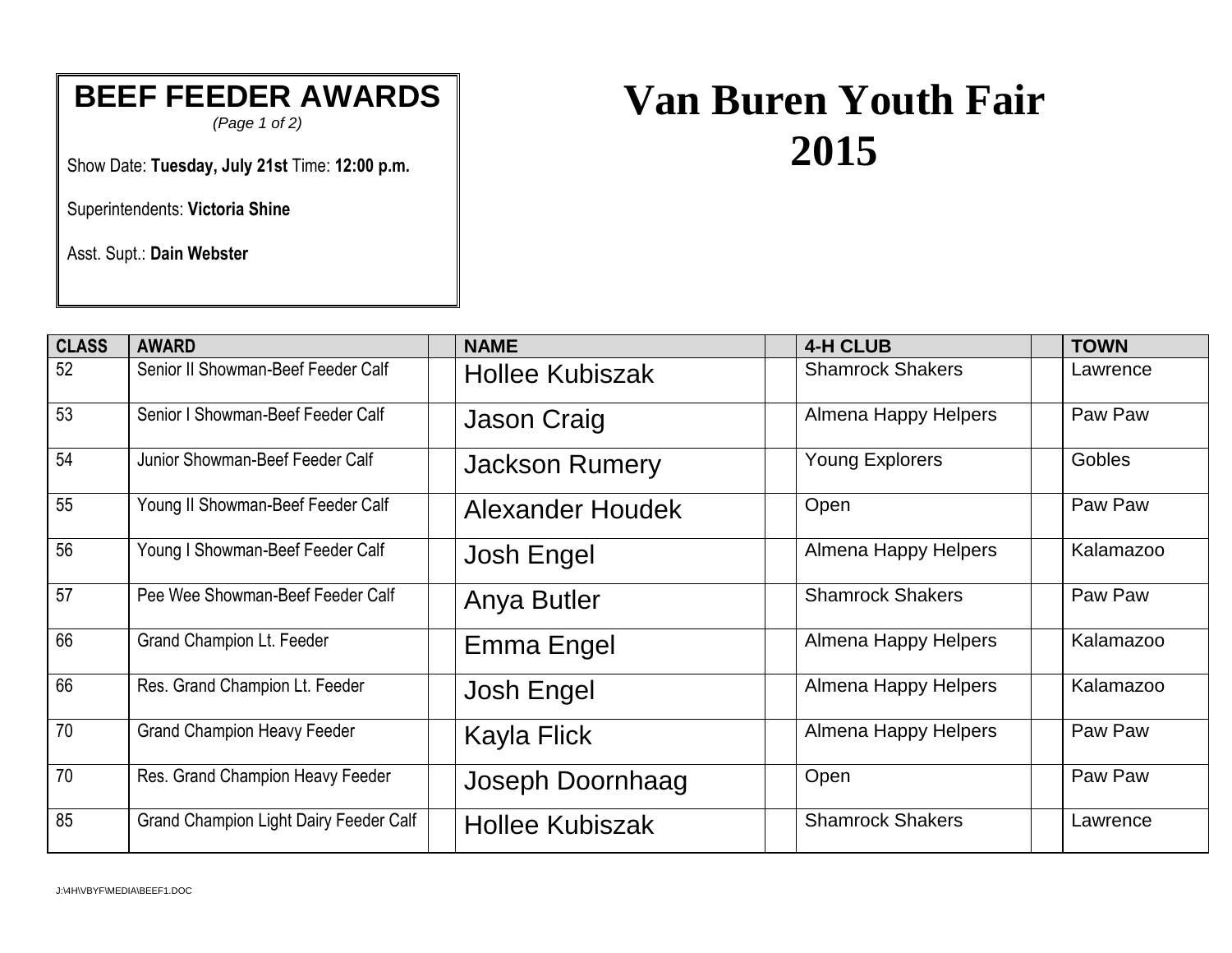# Van Buren Youth Fair 2015

**BEEF FEEDER AWARDS**

*(Page 1 of 2)*

Show Date: **Tuesday, July 21st** Time: **12:00 p.m.**

Superintendents: **Victoria Shine**

Asst. Supt.: **Dain Webster**

| CLASS | AWARD | | NAME | | 4-H CLUB | | TOWN |
|---|---|---|---|---|---|---|---|
| 52 | Senior II Showman-Beef Feeder Calf | | Hollee Kubiszak | | Shamrock Shakers | | Lawrence |
| 53 | Senior I Showman-Beef Feeder Calf | | Jason Craig | | Almena Happy Helpers | | Paw Paw |
| 54 | Junior Showman-Beef Feeder Calf | | Jackson Rumery | | Young Explorers | | Gobles |
| 55 | Young II Showman-Beef Feeder Calf | | Alexander Houdek | | Open | | Paw Paw |
| 56 | Young I Showman-Beef Feeder Calf | | Josh Engel | | Almena Happy Helpers | | Kalamazoo |
| 57 | Pee Wee Showman-Beef Feeder Calf | | Anya Butler | | Shamrock Shakers | | Paw Paw |
| 66 | Grand Champion Lt. Feeder | | Emma Engel | | Almena Happy Helpers | | Kalamazoo |
| 66 | Res. Grand Champion Lt. Feeder | | Josh Engel | | Almena Happy Helpers | | Kalamazoo |
| 70 | Grand Champion Heavy Feeder | | Kayla Flick | | Almena Happy Helpers | | Paw Paw |
| 70 | Res. Grand Champion Heavy Feeder | | Joseph Doornhaag | | Open | | Paw Paw |
| 85 | Grand Champion Light Dairy Feeder Calf | | Hollee Kubiszak | | Shamrock Shakers | | Lawrence |

J:\4H\VBYF\MEDIA\BEEF1.DOC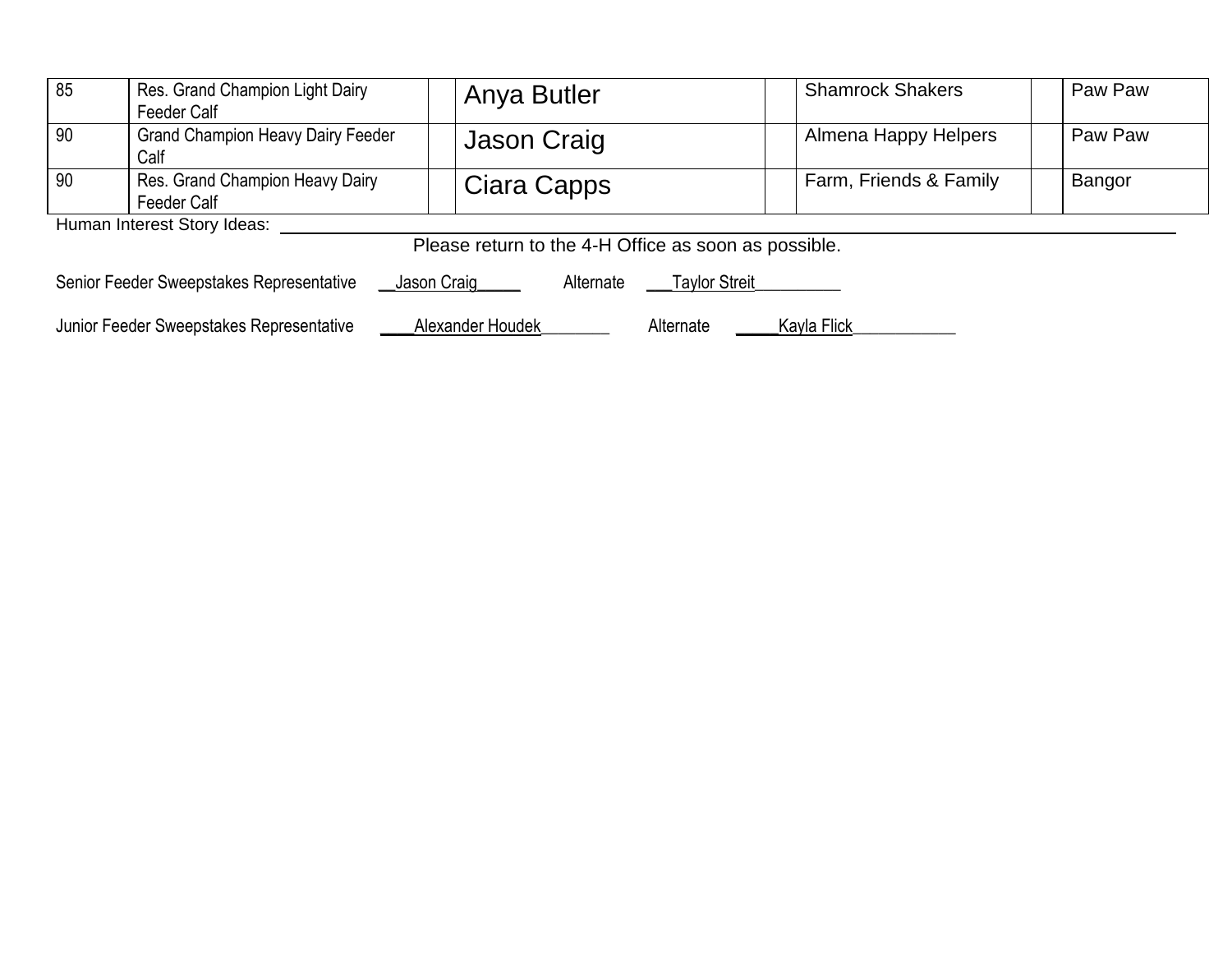| | | | | | | | |
|---|---|---|---|---|---|---|---|
| 85 | Res. Grand Champion Light Dairy Feeder Calf | | Anya Butler | | Shamrock Shakers | | Paw Paw |
| 90 | Grand Champion Heavy Dairy Feeder Calf | | Jason Craig | | Almena Happy Helpers | | Paw Paw |
| 90 | Res. Grand Champion Heavy Dairy Feeder Calf | | Ciara Capps | | Farm, Friends & Family | | Bangor |

Human Interest Story Ideas: ___________________________________________

Please return to the 4-H Office as soon as possible.

Senior Feeder Sweepstakes Representative __Jason Craig_____ Alternate ___Taylor Streit__________

Junior Feeder Sweepstakes Representative ____Alexander Houdek________ Alternate _____Kayla Flick____________